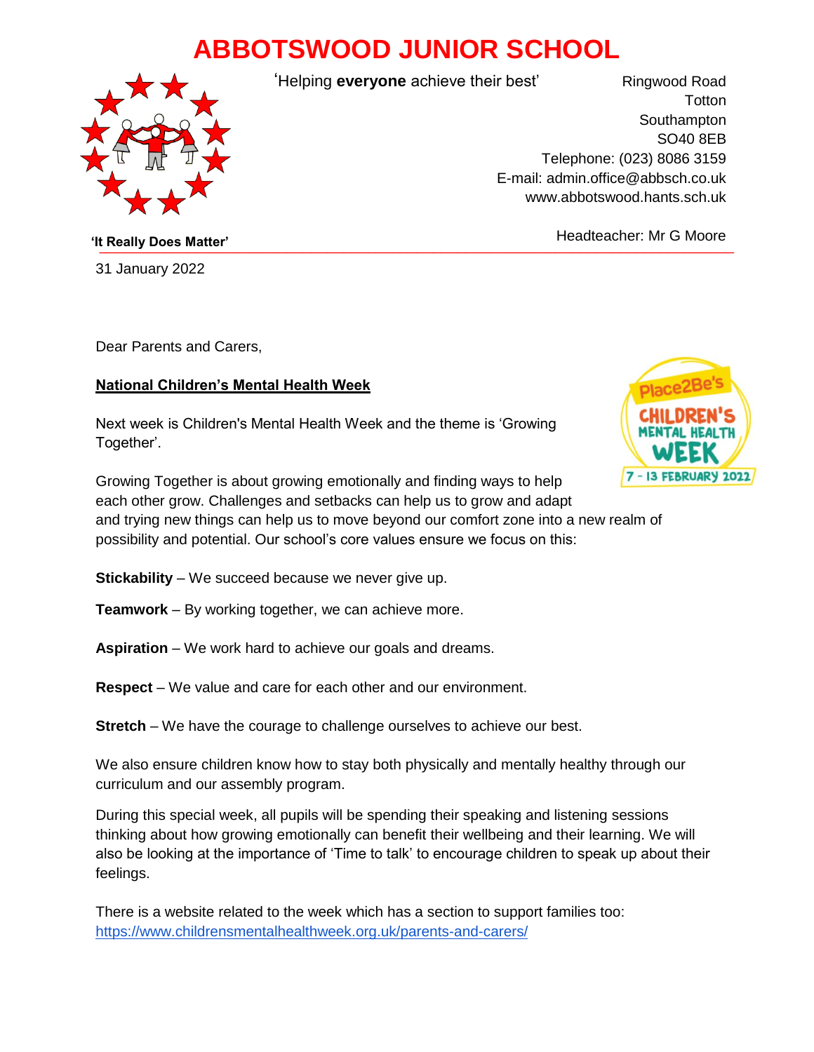# ABBOTSWOOD JUNIOR SCHOOL

'Helping **everyone** achieve their best'

Ringwood Road
Totton
Southampton
SO40 8EB
Telephone: (023) 8086 3159
E-mail: admin.office@abbsch.co.uk
www.abbotswood.hants.sch.uk

**'It Really Does Matter'**

Headteacher: Mr G Moore

31 January 2022

Dear Parents and Carers,

**National Children's Mental Health Week**

Next week is Children's Mental Health Week and the theme is 'Growing Together'.

Growing Together is about growing emotionally and finding ways to help each other grow. Challenges and setbacks can help us to grow and adapt and trying new things can help us to move beyond our comfort zone into a new realm of possibility and potential. Our school's core values ensure we focus on this:

**Stickability** – We succeed because we never give up.

**Teamwork** – By working together, we can achieve more.

**Aspiration** – We work hard to achieve our goals and dreams.

**Respect** – We value and care for each other and our environment.

**Stretch** – We have the courage to challenge ourselves to achieve our best.

We also ensure children know how to stay both physically and mentally healthy through our curriculum and our assembly program.

During this special week, all pupils will be spending their speaking and listening sessions thinking about how growing emotionally can benefit their wellbeing and their learning. We will also be looking at the importance of 'Time to talk' to encourage children to speak up about their feelings.

There is a website related to the week which has a section to support families too:
https://www.childrensmentalhealthweek.org.uk/parents-and-carers/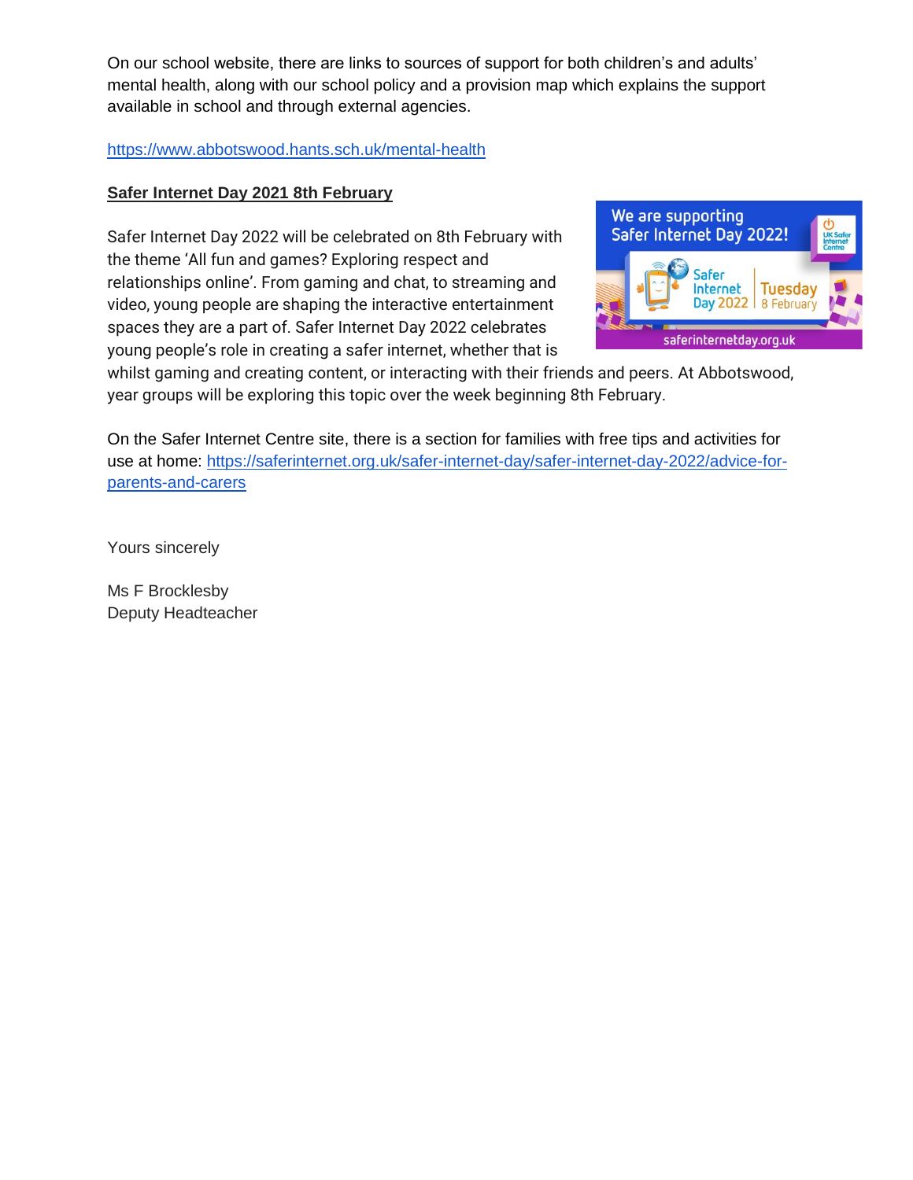On our school website, there are links to sources of support for both children's and adults' mental health, along with our school policy and a provision map which explains the support available in school and through external agencies.

https://www.abbotswood.hants.sch.uk/mental-health

**Safer Internet Day 2021 8th February**

Safer Internet Day 2022 will be celebrated on 8th February with the theme 'All fun and games? Exploring respect and relationships online'. From gaming and chat, to streaming and video, young people are shaping the interactive entertainment spaces they are a part of. Safer Internet Day 2022 celebrates young people's role in creating a safer internet, whether that is whilst gaming and creating content, or interacting with their friends and peers. At Abbotswood, year groups will be exploring this topic over the week beginning 8th February.

On the Safer Internet Centre site, there is a section for families with free tips and activities for use at home: https://saferinternet.org.uk/safer-internet-day/safer-internet-day-2022/advice-for-parents-and-carers

Yours sincerely

Ms F Brocklesby
Deputy Headteacher